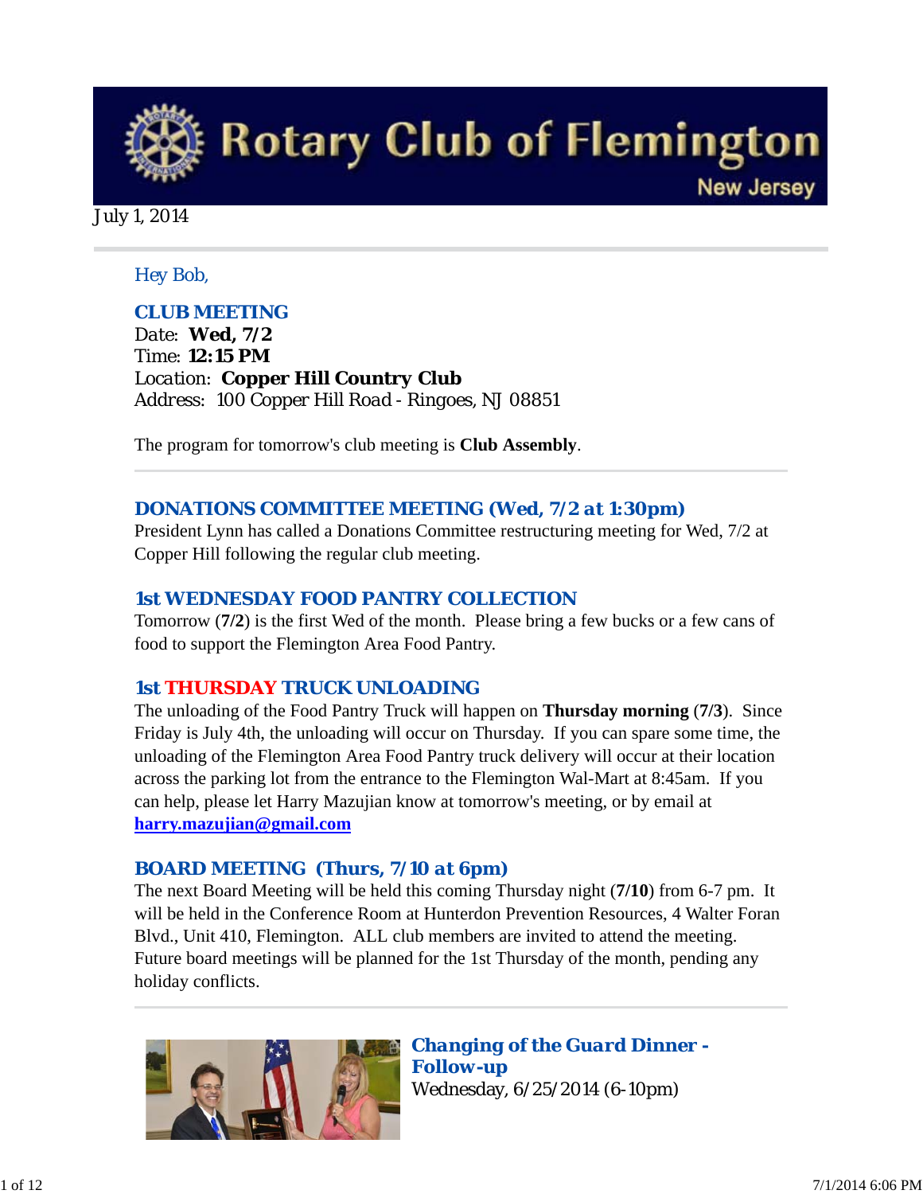# Rotary Club of Flemington

New Jersey

July 1, 2014

Hey Bob,

## CLUB MEETING

Date: **Wed, 7/2**
Time: **12:15 PM**
Location: **Copper Hill Country Club**
Address: 100 Copper Hill Road - Ringoes, NJ 08851

The program for tomorrow's club meeting is **Club Assembly**.

## DONATIONS COMMITTEE MEETING (Wed, 7/2 at 1:30pm)

President Lynn has called a Donations Committee restructuring meeting for Wed, 7/2 at Copper Hill following the regular club meeting.

## 1st WEDNESDAY FOOD PANTRY COLLECTION

Tomorrow (**7/2**) is the first Wed of the month. Please bring a few bucks or a few cans of food to support the Flemington Area Food Pantry.

## 1st THURSDAY TRUCK UNLOADING

The unloading of the Food Pantry Truck will happen on **Thursday morning** (**7/3**). Since Friday is July 4th, the unloading will occur on Thursday. If you can spare some time, the unloading of the Flemington Area Food Pantry truck delivery will occur at their location across the parking lot from the entrance to the Flemington Wal-Mart at 8:45am. If you can help, please let Harry Mazujian know at tomorrow's meeting, or by email at **harry.mazujian@gmail.com**

## BOARD MEETING (Thurs, 7/10 at 6pm)

The next Board Meeting will be held this coming Thursday night (**7/10**) from 6-7 pm. It will be held in the Conference Room at Hunterdon Prevention Resources, 4 Walter Foran Blvd., Unit 410, Flemington. ALL club members are invited to attend the meeting. Future board meetings will be planned for the 1st Thursday of the month, pending any holiday conflicts.

## Changing of the Guard Dinner - Follow-up

Wednesday, 6/25/2014 (6-10pm)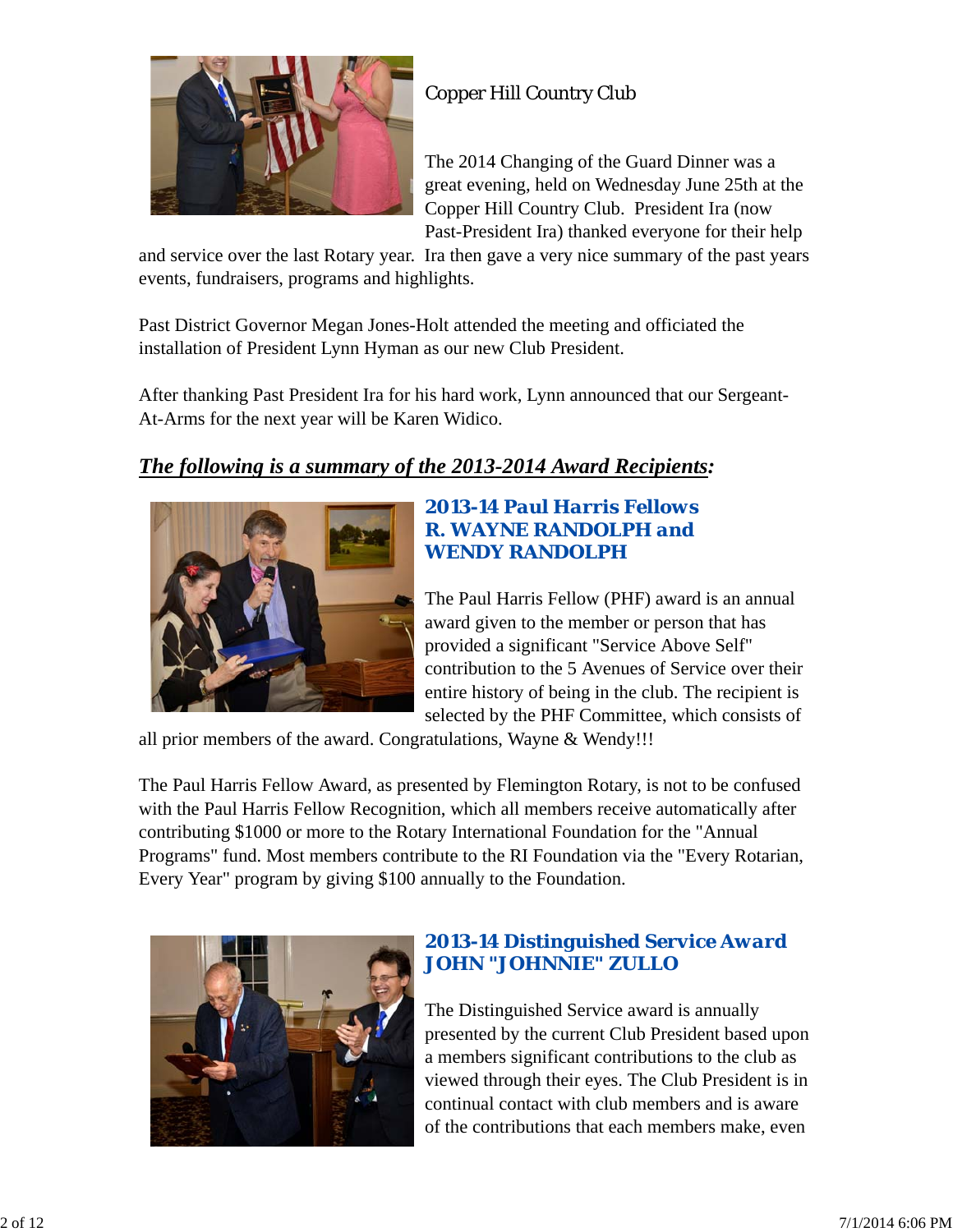Copper Hill Country Club

The 2014 Changing of the Guard Dinner was a great evening, held on Wednesday June 25th at the Copper Hill Country Club.  President Ira (now Past-President Ira) thanked everyone for their help and service over the last Rotary year.  Ira then gave a very nice summary of the past years events, fundraisers, programs and highlights.

Past District Governor Megan Jones-Holt attended the meeting and officiated the installation of President Lynn Hyman as our new Club President.

After thanking Past President Ira for his hard work, Lynn announced that our Sergeant-At-Arms for the next year will be Karen Widico.

***The following is a summary of the 2013-2014 Award Recipients:***

### 2013-14 Paul Harris Fellows
### R. WAYNE RANDOLPH and WENDY RANDOLPH

The Paul Harris Fellow (PHF) award is an annual award given to the member or person that has provided a significant "Service Above Self" contribution to the 5 Avenues of Service over their entire history of being in the club. The recipient is selected by the PHF Committee, which consists of all prior members of the award. Congratulations, Wayne & Wendy!!!

The Paul Harris Fellow Award, as presented by Flemington Rotary, is not to be confused with the Paul Harris Fellow Recognition, which all members receive automatically after contributing $1000 or more to the Rotary International Foundation for the "Annual Programs" fund. Most members contribute to the RI Foundation via the "Every Rotarian, Every Year" program by giving $100 annually to the Foundation.

### 2013-14 Distinguished Service Award
### JOHN "JOHNNIE" ZULLO

The Distinguished Service award is annually presented by the current Club President based upon a members significant contributions to the club as viewed through their eyes. The Club President is in continual contact with club members and is aware of the contributions that each members make, even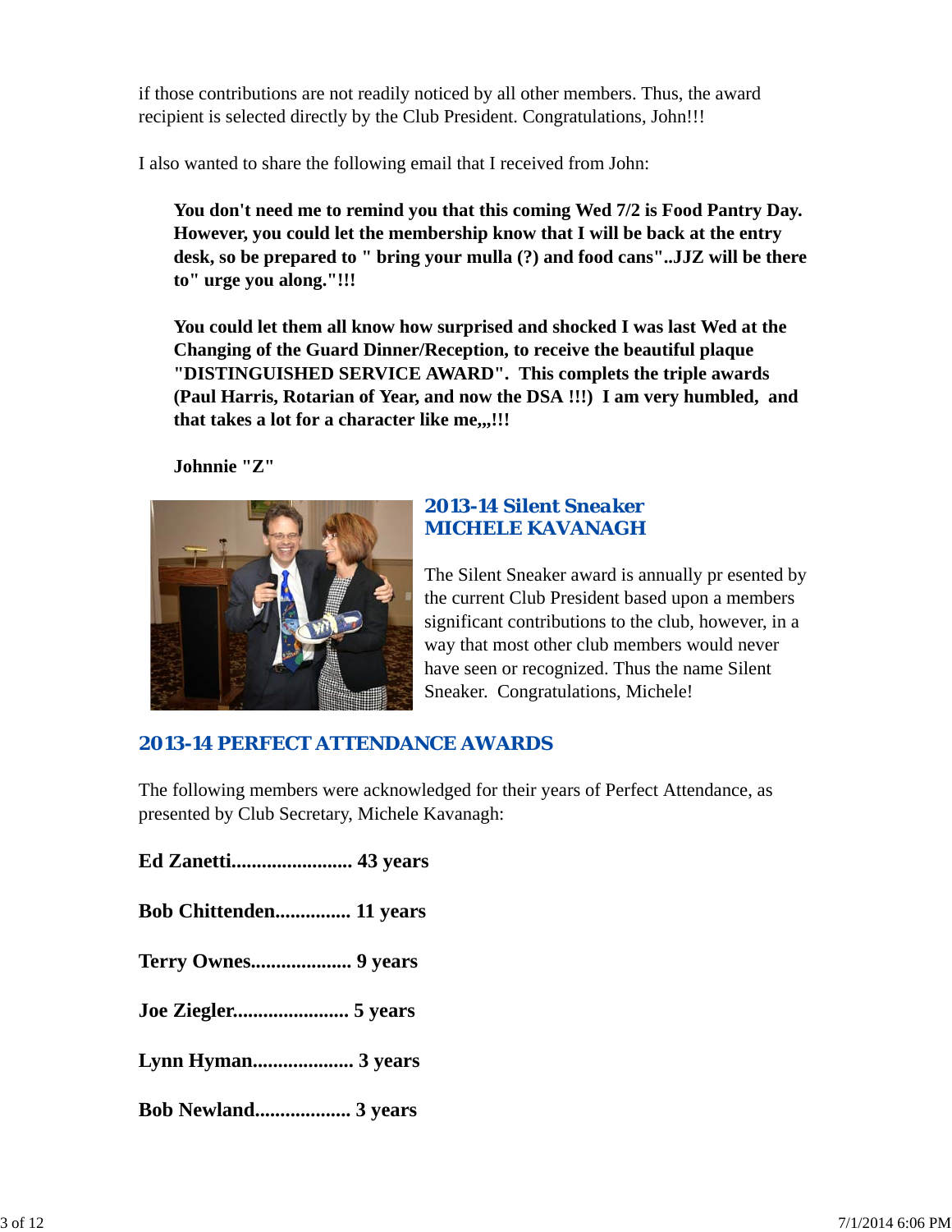if those contributions are not readily noticed by all other members. Thus, the award recipient is selected directly by the Club President. Congratulations, John!!!

I also wanted to share the following email that I received from John:

> **You don't need me to remind you that this coming Wed 7/2 is Food Pantry Day. However, you could let the membership know that I will be back at the entry desk, so be prepared to " bring your mulla (?) and food cans"..JJZ will be there to" urge you along."!!!**
>
> **You could let them all know how surprised and shocked I was last Wed at the Changing of the Guard Dinner/Reception, to receive the beautiful plaque "DISTINGUISHED SERVICE AWARD". This completes the triple awards (Paul Harris, Rotarian of Year, and now the DSA !!!) I am very humbled, and that takes a lot for a character like me,,,!!!**
>
> **Johnnie "Z"**

## 2013-14 Silent Sneaker MICHELE KAVANAGH

The Silent Sneaker award is annually pr esented by the current Club President based upon a members significant contributions to the club, however, in a way that most other club members would never have seen or recognized. Thus the name Silent Sneaker. Congratulations, Michele!

## 2013-14 PERFECT ATTENDANCE AWARDS

The following members were acknowledged for their years of Perfect Attendance, as presented by Club Secretary, Michele Kavanagh:

**Ed Zanetti........................ 43 years**

**Bob Chittenden............... 11 years**

**Terry Ownes.................... 9 years**

**Joe Ziegler....................... 5 years**

**Lynn Hyman.................... 3 years**

**Bob Newland................... 3 years**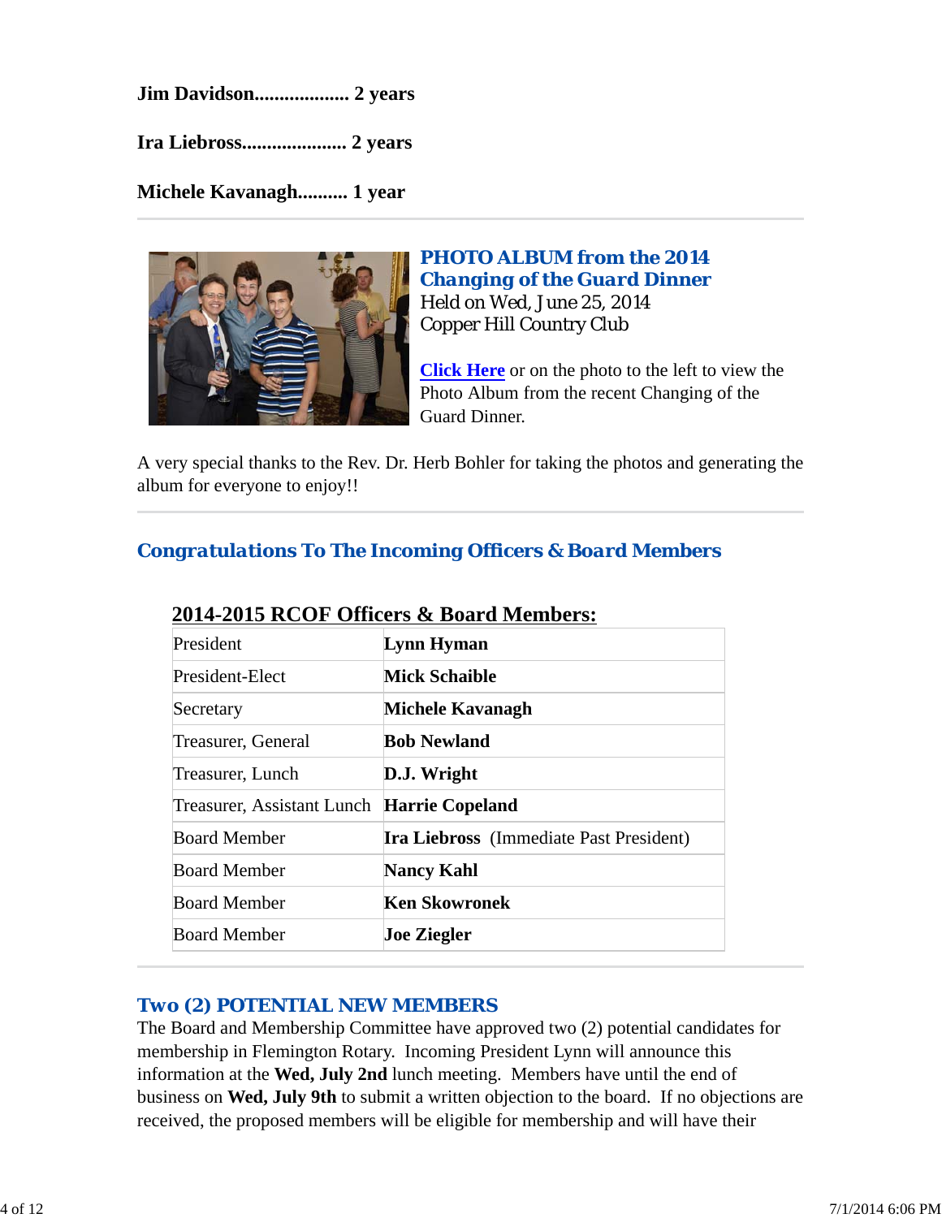**Jim Davidson................... 2 years**

**Ira Liebross..................... 2 years**

**Michele Kavanagh.......... 1 year**

---

## PHOTO ALBUM from the 2014 Changing of the Guard Dinner

Held on Wed, June 25, 2014
Copper Hill Country Club

**Click Here** or on the photo to the left to view the Photo Album from the recent Changing of the Guard Dinner.

A very special thanks to the Rev. Dr. Herb Bohler for taking the photos and generating the album for everyone to enjoy!!

---

## Congratulations To The Incoming Officers & Board Members

**2014-2015 RCOF Officers & Board Members:**

| Position | Name |
|---|---|
| President | **Lynn Hyman** |
| President-Elect | **Mick Schaible** |
| Secretary | **Michele Kavanagh** |
| Treasurer, General | **Bob Newland** |
| Treasurer, Lunch | **D.J. Wright** |
| Treasurer, Assistant Lunch | **Harrie Copeland** |
| Board Member | **Ira Liebross** (Immediate Past President) |
| Board Member | **Nancy Kahl** |
| Board Member | **Ken Skowronek** |
| Board Member | **Joe Ziegler** |

---

## Two (2) POTENTIAL NEW MEMBERS

The Board and Membership Committee have approved two (2) potential candidates for membership in Flemington Rotary. Incoming President Lynn will announce this information at the **Wed, July 2nd** lunch meeting. Members have until the end of business on **Wed, July 9th** to submit a written objection to the board. If no objections are received, the proposed members will be eligible for membership and will have their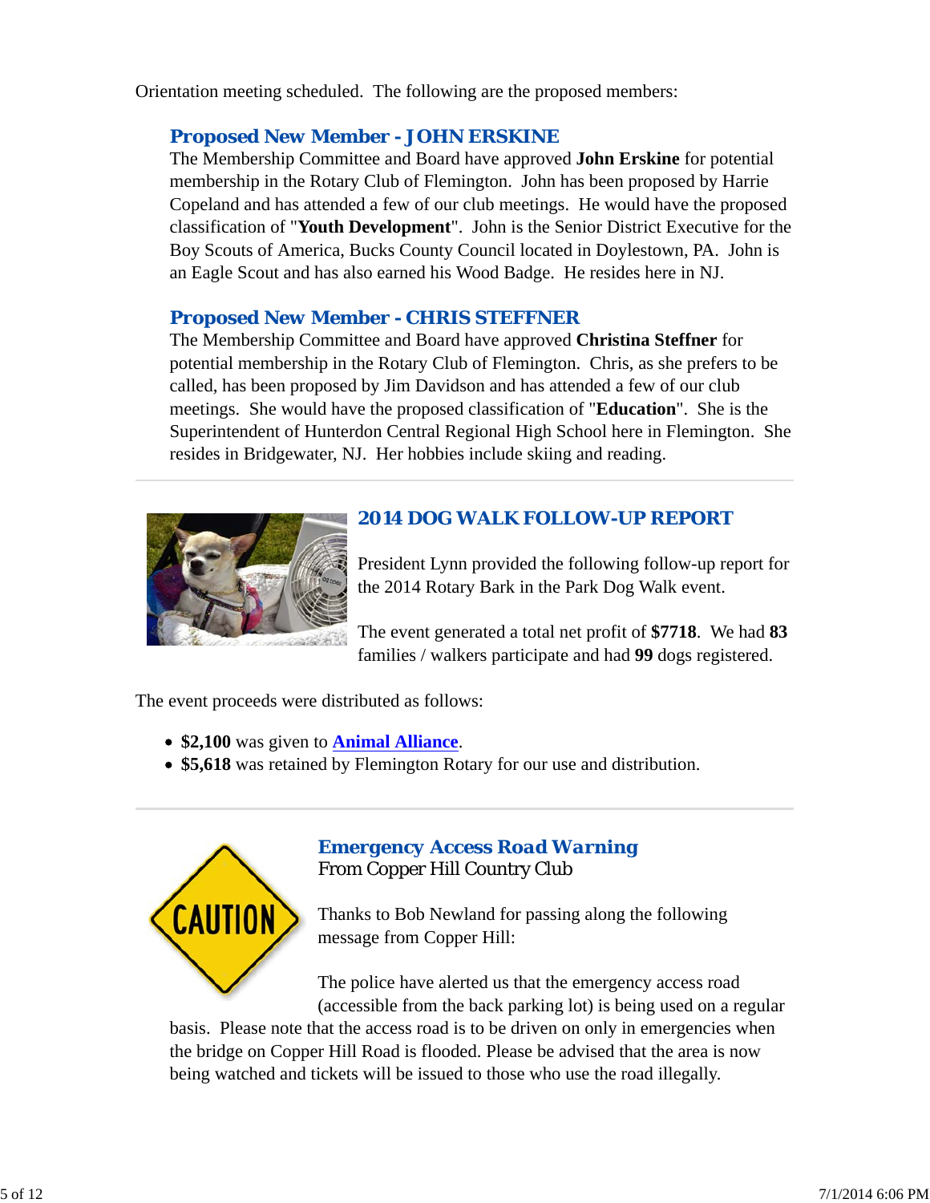Orientation meeting scheduled. The following are the proposed members:

### Proposed New Member - JOHN ERSKINE

The Membership Committee and Board have approved **John Erskine** for potential membership in the Rotary Club of Flemington. John has been proposed by Harrie Copeland and has attended a few of our club meetings. He would have the proposed classification of "**Youth Development**". John is the Senior District Executive for the Boy Scouts of America, Bucks County Council located in Doylestown, PA. John is an Eagle Scout and has also earned his Wood Badge. He resides here in NJ.

### Proposed New Member - CHRIS STEFFNER

The Membership Committee and Board have approved **Christina Steffner** for potential membership in the Rotary Club of Flemington. Chris, as she prefers to be called, has been proposed by Jim Davidson and has attended a few of our club meetings. She would have the proposed classification of "**Education**". She is the Superintendent of Hunterdon Central Regional High School here in Flemington. She resides in Bridgewater, NJ. Her hobbies include skiing and reading.

---

## 2014 DOG WALK FOLLOW-UP REPORT

President Lynn provided the following follow-up report for the 2014 Rotary Bark in the Park Dog Walk event.

The event generated a total net profit of **$7718**. We had **83** families / walkers participate and had **99** dogs registered.

The event proceeds were distributed as follows:

- **$2,100** was given to **Animal Alliance**.
- **$5,618** was retained by Flemington Rotary for our use and distribution.

---

## Emergency Access Road Warning

From Copper Hill Country Club

Thanks to Bob Newland for passing along the following message from Copper Hill:

The police have alerted us that the emergency access road (accessible from the back parking lot) is being used on a regular basis. Please note that the access road is to be driven on only in emergencies when the bridge on Copper Hill Road is flooded. Please be advised that the area is now being watched and tickets will be issued to those who use the road illegally.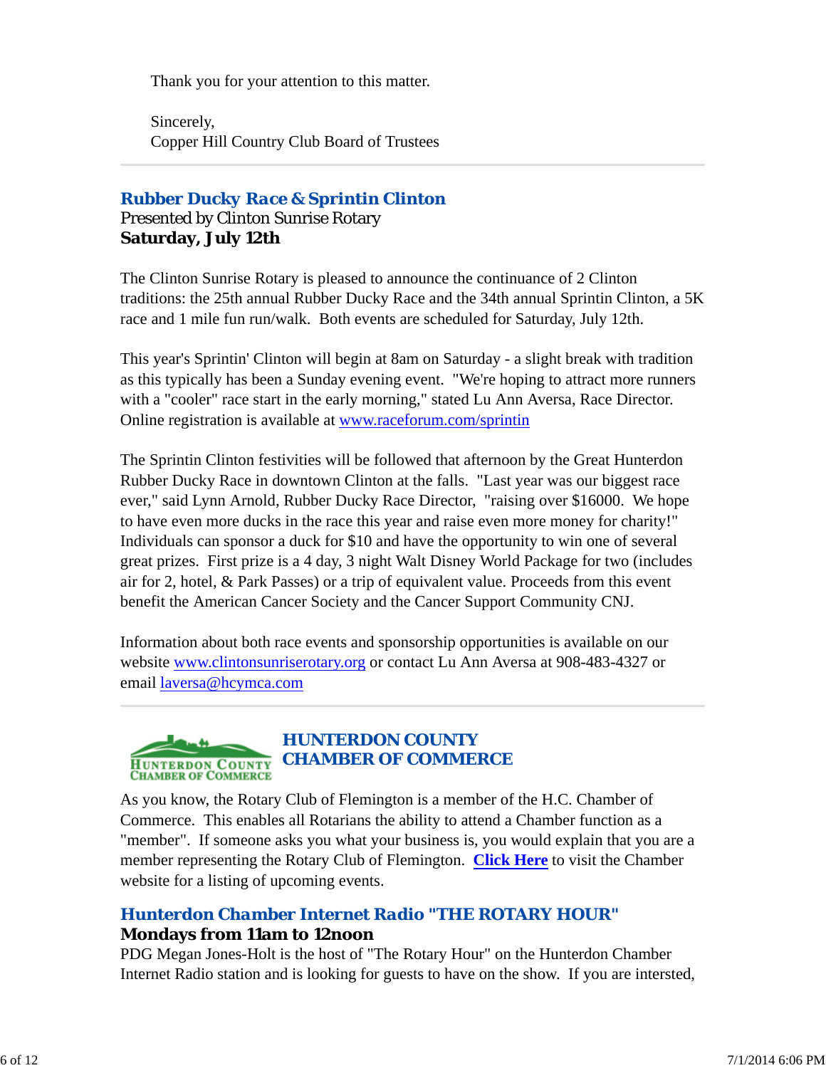Thank you for your attention to this matter.

Sincerely,
Copper Hill Country Club Board of Trustees

---

## Rubber Ducky Race & Sprintin Clinton

Presented by Clinton Sunrise Rotary
**Saturday, July 12th**

The Clinton Sunrise Rotary is pleased to announce the continuance of 2 Clinton traditions: the 25th annual Rubber Ducky Race and the 34th annual Sprintin Clinton, a 5K race and 1 mile fun run/walk.  Both events are scheduled for Saturday, July 12th.

This year's Sprintin' Clinton will begin at 8am on Saturday - a slight break with tradition as this typically has been a Sunday evening event.  "We're hoping to attract more runners with a "cooler" race start in the early morning," stated Lu Ann Aversa, Race Director. Online registration is available at www.raceforum.com/sprintin

The Sprintin Clinton festivities will be followed that afternoon by the Great Hunterdon Rubber Ducky Race in downtown Clinton at the falls.  "Last year was our biggest race ever," said Lynn Arnold, Rubber Ducky Race Director,  "raising over $16000.  We hope to have even more ducks in the race this year and raise even more money for charity!" Individuals can sponsor a duck for $10 and have the opportunity to win one of several great prizes.  First prize is a 4 day, 3 night Walt Disney World Package for two (includes air for 2, hotel, & Park Passes) or a trip of equivalent value. Proceeds from this event benefit the American Cancer Society and the Cancer Support Community CNJ.

Information about both race events and sponsorship opportunities is available on our website www.clintonsunriserotary.org or contact Lu Ann Aversa at 908-483-4327 or email laversa@hcymca.com

---

HUNTERDON COUNTY CHAMBER OF COMMERCE

## HUNTERDON COUNTY CHAMBER OF COMMERCE

As you know, the Rotary Club of Flemington is a member of the H.C. Chamber of Commerce.  This enables all Rotarians the ability to attend a Chamber function as a "member".  If someone asks you what your business is, you would explain that you are a member representing the Rotary Club of Flemington.  **Click Here** to visit the Chamber website for a listing of upcoming events.

## Hunterdon Chamber Internet Radio "THE ROTARY HOUR"

**Mondays from 11am to 12noon**

PDG Megan Jones-Holt is the host of "The Rotary Hour" on the Hunterdon Chamber Internet Radio station and is looking for guests to have on the show.  If you are intersted,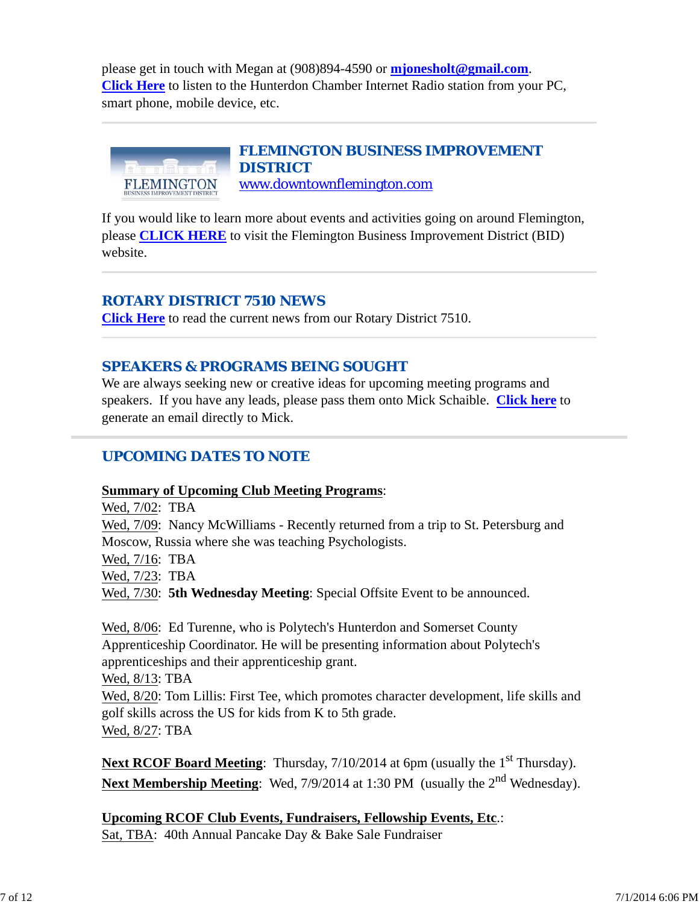please get in touch with Megan at (908)894-4590 or **mjonesholt@gmail.com**.
**Click Here** to listen to the Hunterdon Chamber Internet Radio station from your PC, smart phone, mobile device, etc.

---

## FLEMINGTON BUSINESS IMPROVEMENT DISTRICT

www.downtownflemington.com

If you would like to learn more about events and activities going on around Flemington, please **CLICK HERE** to visit the Flemington Business Improvement District (BID) website.

---

## ROTARY DISTRICT 7510 NEWS

**Click Here** to read the current news from our Rotary District 7510.

---

## SPEAKERS & PROGRAMS BEING SOUGHT

We are always seeking new or creative ideas for upcoming meeting programs and speakers. If you have any leads, please pass them onto Mick Schaible. **Click here** to generate an email directly to Mick.

---

## UPCOMING DATES TO NOTE

**Summary of Upcoming Club Meeting Programs**:
Wed, 7/02: TBA
Wed, 7/09: Nancy McWilliams - Recently returned from a trip to St. Petersburg and Moscow, Russia where she was teaching Psychologists.
Wed, 7/16: TBA
Wed, 7/23: TBA
Wed, 7/30: **5th Wednesday Meeting**: Special Offsite Event to be announced.

Wed, 8/06: Ed Turenne, who is Polytech's Hunterdon and Somerset County Apprenticeship Coordinator. He will be presenting information about Polytech's apprenticeships and their apprenticeship grant.
Wed, 8/13: TBA
Wed, 8/20: Tom Lillis: First Tee, which promotes character development, life skills and golf skills across the US for kids from K to 5th grade.
Wed, 8/27: TBA

**Next RCOF Board Meeting**: Thursday, 7/10/2014 at 6pm (usually the 1st Thursday).
**Next Membership Meeting**: Wed, 7/9/2014 at 1:30 PM (usually the 2nd Wednesday).

**Upcoming RCOF Club Events, Fundraisers, Fellowship Events, Etc**.:
Sat, TBA: 40th Annual Pancake Day & Bake Sale Fundraiser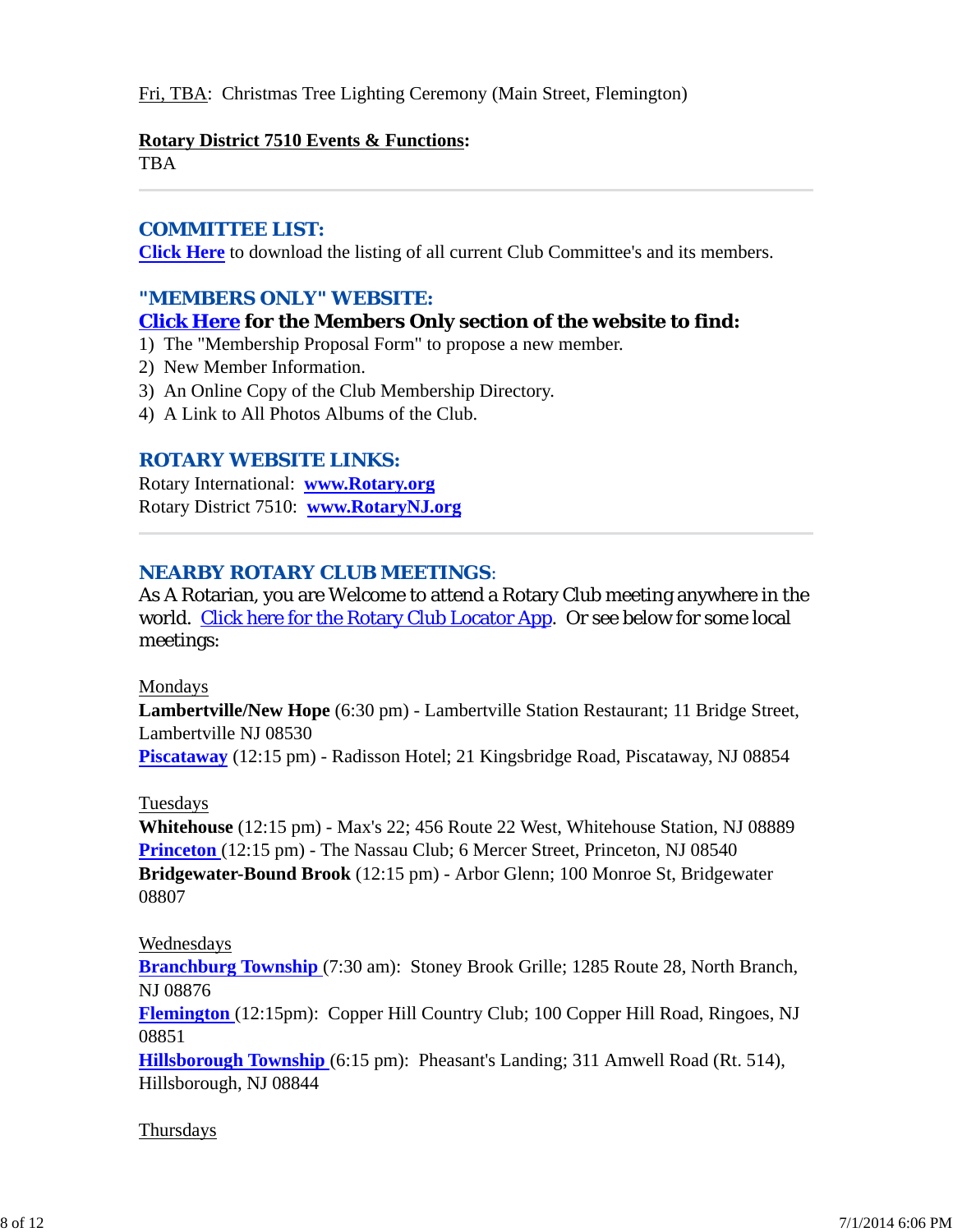Fri, TBA: Christmas Tree Lighting Ceremony (Main Street, Flemington)

**Rotary District 7510 Events & Functions:**
TBA

---

### COMMITTEE LIST:

**Click Here** to download the listing of all current Club Committee's and its members.

### "MEMBERS ONLY" WEBSITE:

**Click Here for the Members Only section of the website to find:**

1) The "Membership Proposal Form" to propose a new member.
2) New Member Information.
3) An Online Copy of the Club Membership Directory.
4) A Link to All Photos Albums of the Club.

### ROTARY WEBSITE LINKS:

Rotary International: **www.Rotary.org**
Rotary District 7510: **www.RotaryNJ.org**

---

### NEARBY ROTARY CLUB MEETINGS:

As A Rotarian, you are Welcome to attend a Rotary Club meeting anywhere in the world. Click here for the Rotary Club Locator App. Or see below for some local meetings:

Mondays
**Lambertville/New Hope** (6:30 pm) - Lambertville Station Restaurant; 11 Bridge Street, Lambertville NJ 08530
**Piscataway** (12:15 pm) - Radisson Hotel; 21 Kingsbridge Road, Piscataway, NJ 08854

Tuesdays
**Whitehouse** (12:15 pm) - Max's 22; 456 Route 22 West, Whitehouse Station, NJ 08889
**Princeton** (12:15 pm) - The Nassau Club; 6 Mercer Street, Princeton, NJ 08540
**Bridgewater-Bound Brook** (12:15 pm) - Arbor Glenn; 100 Monroe St, Bridgewater 08807

Wednesdays
**Branchburg Township** (7:30 am): Stoney Brook Grille; 1285 Route 28, North Branch, NJ 08876
**Flemington** (12:15pm): Copper Hill Country Club; 100 Copper Hill Road, Ringoes, NJ 08851
**Hillsborough Township** (6:15 pm): Pheasant's Landing; 311 Amwell Road (Rt. 514), Hillsborough, NJ 08844

Thursdays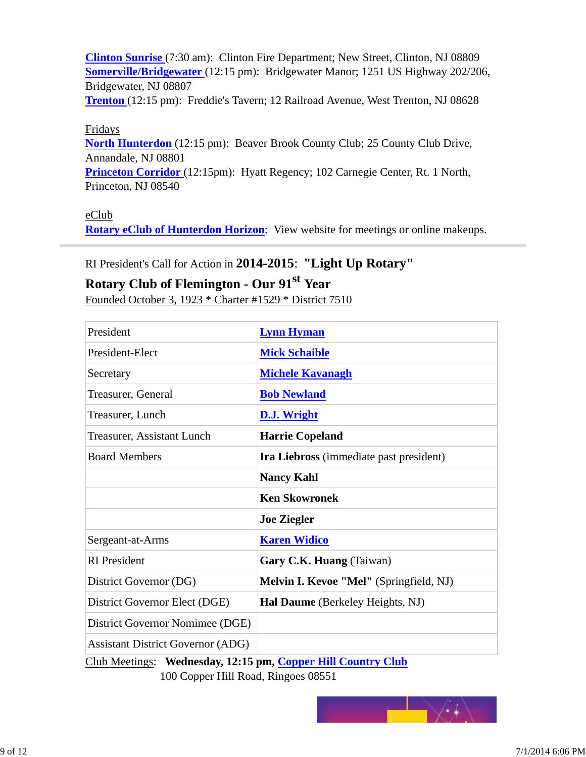**Clinton Sunrise** (7:30 am): Clinton Fire Department; New Street, Clinton, NJ 08809
**Somerville/Bridgewater** (12:15 pm): Bridgewater Manor; 1251 US Highway 202/206, Bridgewater, NJ 08807
**Trenton** (12:15 pm): Freddie's Tavern; 12 Railroad Avenue, West Trenton, NJ 08628

Fridays
**North Hunterdon** (12:15 pm): Beaver Brook County Club; 25 County Club Drive, Annandale, NJ 08801
**Princeton Corridor** (12:15pm): Hyatt Regency; 102 Carnegie Center, Rt. 1 North, Princeton, NJ 08540

eClub
**Rotary eClub of Hunterdon Horizon**: View website for meetings or online makeups.

---

RI President's Call for Action in **2014-2015**: **"Light Up Rotary"**

**Rotary Club of Flemington - Our 91st Year**

Founded October 3, 1923 * Charter #1529 * District 7510

| | |
|---|---|
| President | **Lynn Hyman** |
| President-Elect | **Mick Schaible** |
| Secretary | **Michele Kavanagh** |
| Treasurer, General | **Bob Newland** |
| Treasurer, Lunch | **D.J. Wright** |
| Treasurer, Assistant Lunch | **Harrie Copeland** |
| Board Members | **Ira Liebross** (immediate past president) |
| | **Nancy Kahl** |
| | **Ken Skowronek** |
| | **Joe Ziegler** |
| Sergeant-at-Arms | **Karen Widico** |
| RI President | **Gary C.K. Huang** (Taiwan) |
| District Governor (DG) | **Melvin I. Kevoe "Mel"** (Springfield, NJ) |
| District Governor Elect (DGE) | **Hal Daume** (Berkeley Heights, NJ) |
| District Governor Nomimee (DGE) | |
| Assistant District Governor (ADG) | |

Club Meetings: **Wednesday, 12:15 pm, Copper Hill Country Club**
100 Copper Hill Road, Ringoes 08551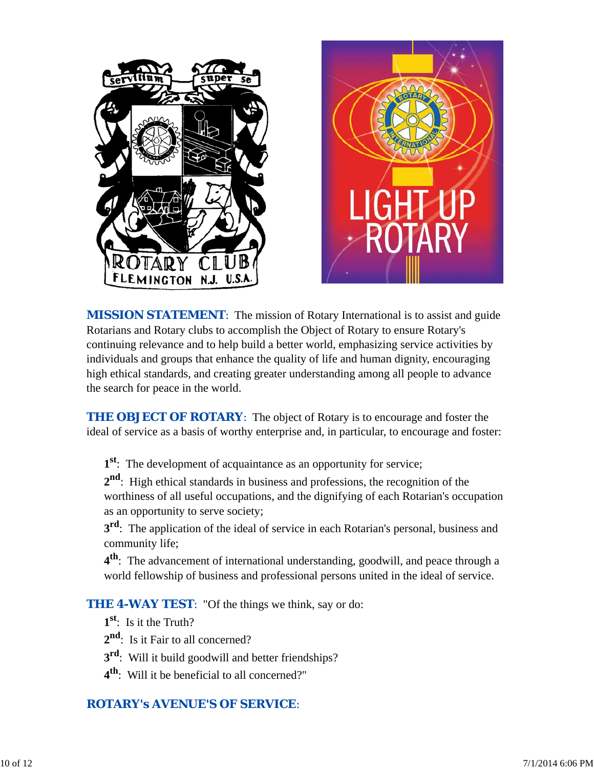**MISSION STATEMENT**: The mission of Rotary International is to assist and guide Rotarians and Rotary clubs to accomplish the Object of Rotary to ensure Rotary's continuing relevance and to help build a better world, emphasizing service activities by individuals and groups that enhance the quality of life and human dignity, encouraging high ethical standards, and creating greater understanding among all people to advance the search for peace in the world.

**THE OBJECT OF ROTARY**: The object of Rotary is to encourage and foster the ideal of service as a basis of worthy enterprise and, in particular, to encourage and foster:

**1st**: The development of acquaintance as an opportunity for service;

**2nd**: High ethical standards in business and professions, the recognition of the worthiness of all useful occupations, and the dignifying of each Rotarian's occupation as an opportunity to serve society;

**3rd**: The application of the ideal of service in each Rotarian's personal, business and community life;

**4th**: The advancement of international understanding, goodwill, and peace through a world fellowship of business and professional persons united in the ideal of service.

**THE 4-WAY TEST**: "Of the things we think, say or do:

**1st**: Is it the Truth?

**2nd**: Is it Fair to all concerned?

**3rd**: Will it build goodwill and better friendships?

**4th**: Will it be beneficial to all concerned?"

**ROTARY's AVENUE'S OF SERVICE**: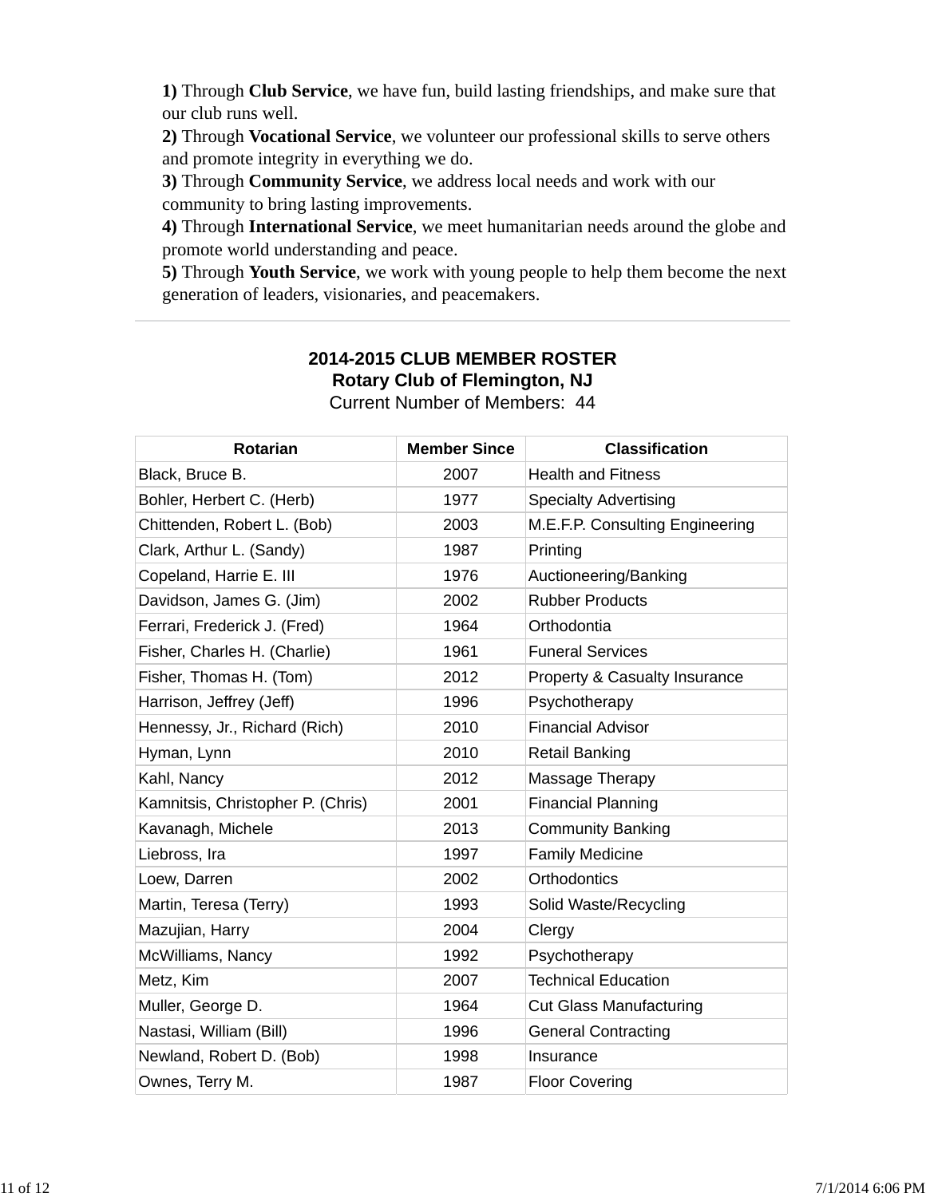**1)** Through **Club Service**, we have fun, build lasting friendships, and make sure that our club runs well.
**2)** Through **Vocational Service**, we volunteer our professional skills to serve others and promote integrity in everything we do.
**3)** Through **Community Service**, we address local needs and work with our community to bring lasting improvements.
**4)** Through **International Service**, we meet humanitarian needs around the globe and promote world understanding and peace.
**5)** Through **Youth Service**, we work with young people to help them become the next generation of leaders, visionaries, and peacemakers.

---

## 2014-2015 CLUB MEMBER ROSTER
## Rotary Club of Flemington, NJ
Current Number of Members: 44

| Rotarian | Member Since | Classification |
|---|---|---|
| Black, Bruce B. | 2007 | Health and Fitness |
| Bohler, Herbert C. (Herb) | 1977 | Specialty Advertising |
| Chittenden, Robert L. (Bob) | 2003 | M.E.F.P. Consulting Engineering |
| Clark, Arthur L. (Sandy) | 1987 | Printing |
| Copeland, Harrie E. III | 1976 | Auctioneering/Banking |
| Davidson, James G. (Jim) | 2002 | Rubber Products |
| Ferrari, Frederick J. (Fred) | 1964 | Orthodontia |
| Fisher, Charles H. (Charlie) | 1961 | Funeral Services |
| Fisher, Thomas H. (Tom) | 2012 | Property & Casualty Insurance |
| Harrison, Jeffrey (Jeff) | 1996 | Psychotherapy |
| Hennessy, Jr., Richard (Rich) | 2010 | Financial Advisor |
| Hyman, Lynn | 2010 | Retail Banking |
| Kahl, Nancy | 2012 | Massage Therapy |
| Kamnitsis, Christopher P. (Chris) | 2001 | Financial Planning |
| Kavanagh, Michele | 2013 | Community Banking |
| Liebross, Ira | 1997 | Family Medicine |
| Loew, Darren | 2002 | Orthodontics |
| Martin, Teresa (Terry) | 1993 | Solid Waste/Recycling |
| Mazujian, Harry | 2004 | Clergy |
| McWilliams, Nancy | 1992 | Psychotherapy |
| Metz, Kim | 2007 | Technical Education |
| Muller, George D. | 1964 | Cut Glass Manufacturing |
| Nastasi, William (Bill) | 1996 | General Contracting |
| Newland, Robert D. (Bob) | 1998 | Insurance |
| Ownes, Terry M. | 1987 | Floor Covering |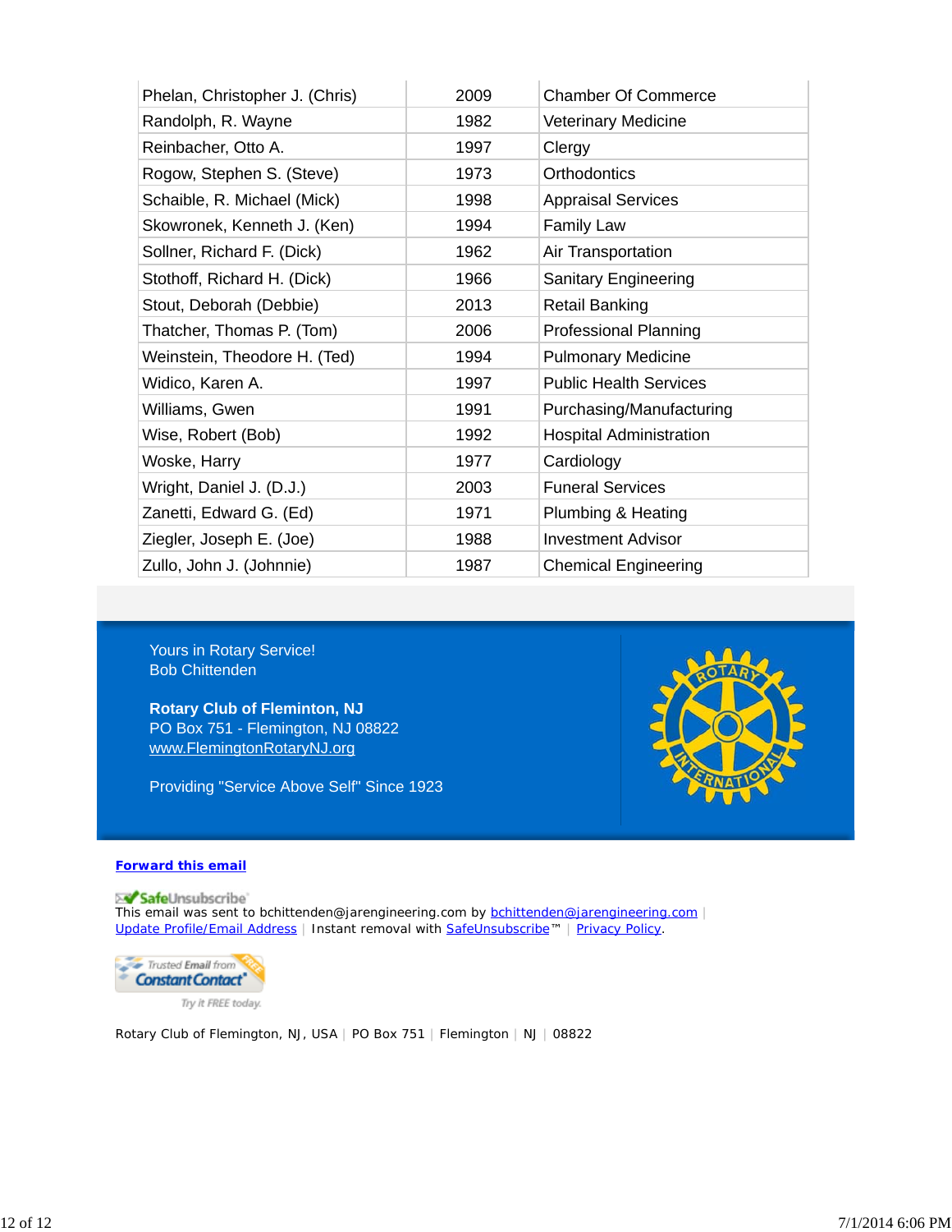| | | |
|---|---|---|
| Phelan, Christopher J. (Chris) | 2009 | Chamber Of Commerce |
| Randolph, R. Wayne | 1982 | Veterinary Medicine |
| Reinbacher, Otto A. | 1997 | Clergy |
| Rogow, Stephen S. (Steve) | 1973 | Orthodontics |
| Schaible, R. Michael (Mick) | 1998 | Appraisal Services |
| Skowronek, Kenneth J. (Ken) | 1994 | Family Law |
| Sollner, Richard F. (Dick) | 1962 | Air Transportation |
| Stothoff, Richard H. (Dick) | 1966 | Sanitary Engineering |
| Stout, Deborah (Debbie) | 2013 | Retail Banking |
| Thatcher, Thomas P. (Tom) | 2006 | Professional Planning |
| Weinstein, Theodore H. (Ted) | 1994 | Pulmonary Medicine |
| Widico, Karen A. | 1997 | Public Health Services |
| Williams, Gwen | 1991 | Purchasing/Manufacturing |
| Wise, Robert (Bob) | 1992 | Hospital Administration |
| Woske, Harry | 1977 | Cardiology |
| Wright, Daniel J. (D.J.) | 2003 | Funeral Services |
| Zanetti, Edward G. (Ed) | 1971 | Plumbing & Heating |
| Ziegler, Joseph E. (Joe) | 1988 | Investment Advisor |
| Zullo, John J. (Johnnie) | 1987 | Chemical Engineering |

Yours in Rotary Service!
Bob Chittenden

**Rotary Club of Fleminton, NJ**
PO Box 751 - Flemington, NJ 08822
www.FlemingtonRotaryNJ.org

Providing "Service Above Self" Since 1923

**Forward this email**

SafeUnsubscribe
This email was sent to bchittenden@jarengineering.com by bchittenden@jarengineering.com | Update Profile/Email Address | Instant removal with SafeUnsubscribe™ | Privacy Policy.

Trusted Email from Constant Contact — Try it FREE today.

Rotary Club of Flemington, NJ, USA | PO Box 751 | Flemington | NJ | 08822